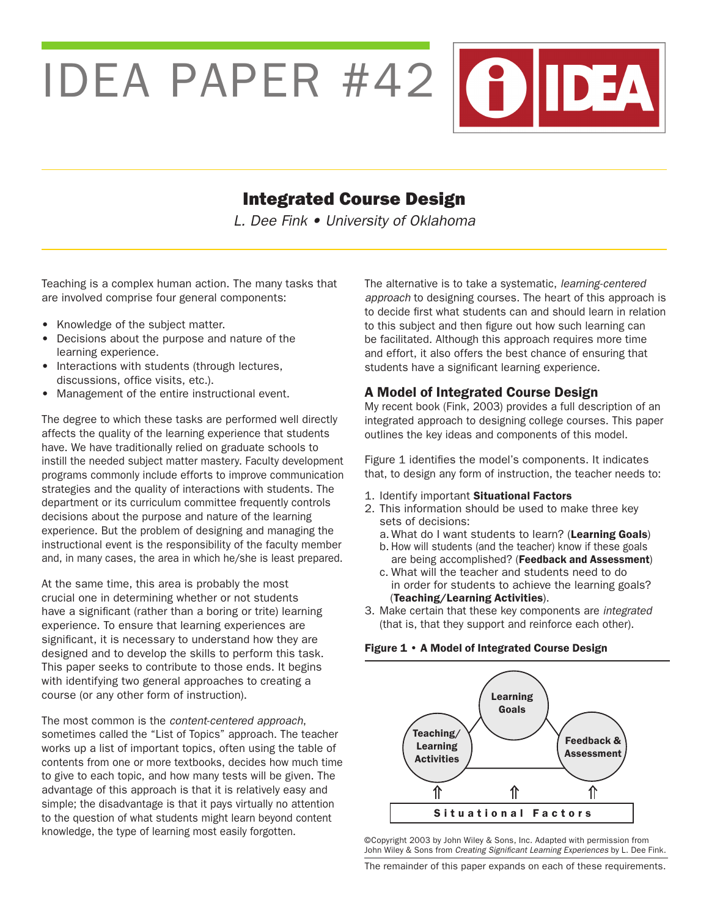# IDEA PAPER #42

## Integrated Course Design

*L. Dee Fink • University of Oklahoma*

Teaching is a complex human action. The many tasks that are involved comprise four general components:

- Knowledge of the subject matter.
- Decisions about the purpose and nature of the learning experience.
- Interactions with students (through lectures, discussions, office visits, etc.).
- Management of the entire instructional event.

The degree to which these tasks are performed well directly affects the quality of the learning experience that students have. We have traditionally relied on graduate schools to instill the needed subject matter mastery. Faculty development programs commonly include efforts to improve communication strategies and the quality of interactions with students. The department or its curriculum committee frequently controls decisions about the purpose and nature of the learning experience. But the problem of designing and managing the instructional event is the responsibility of the faculty member and, in many cases, the area in which he/she is least prepared.

At the same time, this area is probably the most crucial one in determining whether or not students have a significant (rather than a boring or trite) learning experience. To ensure that learning experiences are significant, it is necessary to understand how they are designed and to develop the skills to perform this task. This paper seeks to contribute to those ends. It begins with identifying two general approaches to creating a course (or any other form of instruction).

The most common is the *content-centered approach*, sometimes called the "List of Topics" approach. The teacher works up a list of important topics, often using the table of contents from one or more textbooks, decides how much time to give to each topic, and how many tests will be given. The advantage of this approach is that it is relatively easy and simple; the disadvantage is that it pays virtually no attention to the question of what students might learn beyond content knowledge, the type of learning most easily forgotten.

The alternative is to take a systematic, *learning-centered approach* to designing courses. The heart of this approach is to decide first what students can and should learn in relation to this subject and then figure out how such learning can be facilitated. Although this approach requires more time and effort, it also offers the best chance of ensuring that students have a significant learning experience.

### A Model of Integrated Course Design

My recent book (Fink, 2003) provides a full description of an integrated approach to designing college courses. This paper outlines the key ideas and components of this model.

Figure 1 identifies the model's components. It indicates that, to design any form of instruction, the teacher needs to:

1. Identify important **Situational Factors**
2. This information should be used to make three key sets of decisions:
   a. What do I want students to learn? (**Learning Goals**)
   b. How will students (and the teacher) know if these goals are being accomplished? (**Feedback and Assessment**)
   c. What will the teacher and students need to do in order for students to achieve the learning goals? (**Teaching/Learning Activities**).
3. Make certain that these key components are *integrated* (that is, that they support and reinforce each other).

**Figure 1 • A Model of Integrated Course Design**

Learning Goals — Teaching/ Learning Activities — Feedback & Assessment

⇑ ⇑ ⇑

Situational Factors

©Copyright 2003 by John Wiley & Sons, Inc. Adapted with permission from John Wiley & Sons from *Creating Significant Learning Experiences* by L. Dee Fink.

The remainder of this paper expands on each of these requirements.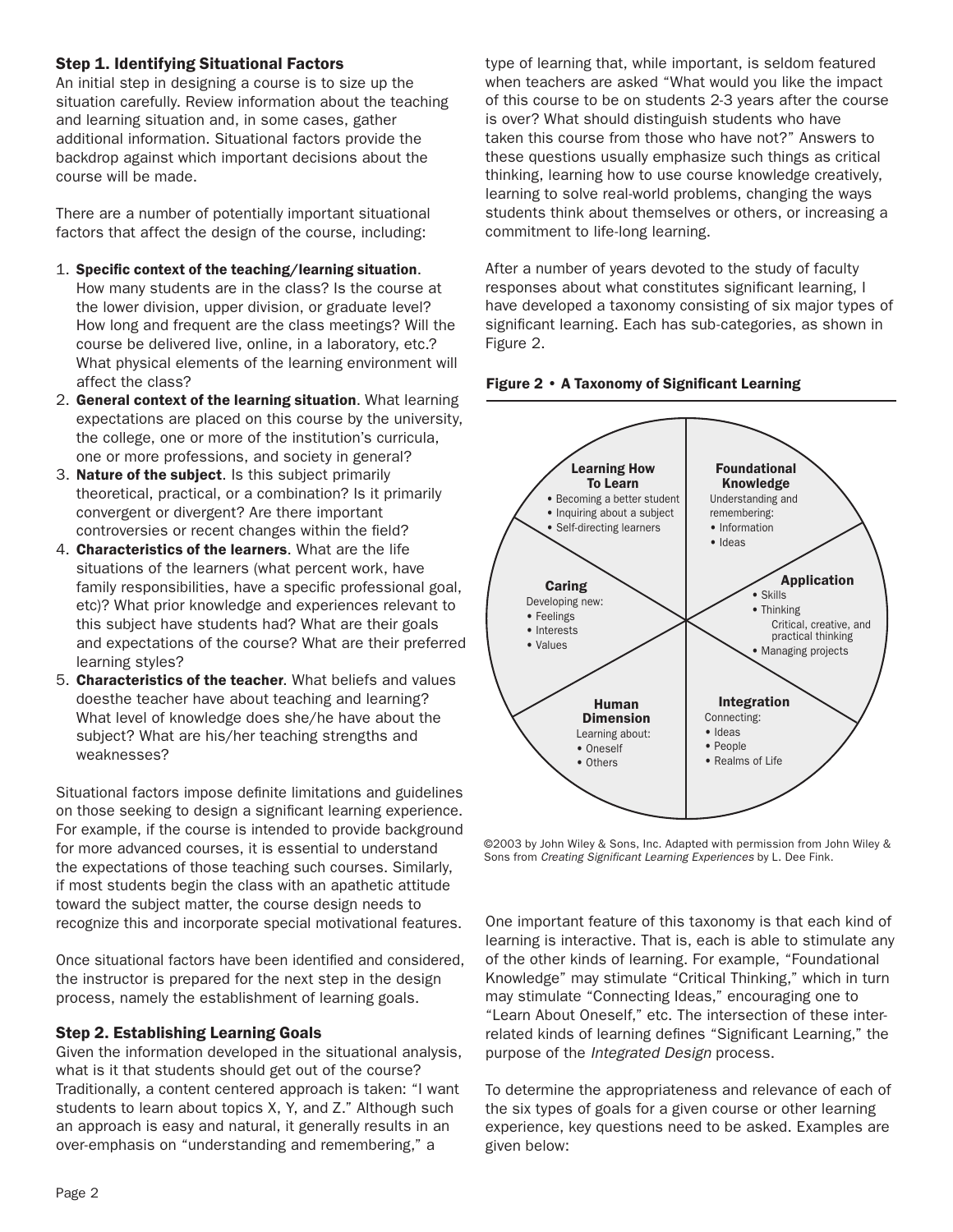### Step 1. Identifying Situational Factors

An initial step in designing a course is to size up the situation carefully. Review information about the teaching and learning situation and, in some cases, gather additional information. Situational factors provide the backdrop against which important decisions about the course will be made.

There are a number of potentially important situational factors that affect the design of the course, including:

1. **Specific context of the teaching/learning situation**. How many students are in the class? Is the course at the lower division, upper division, or graduate level? How long and frequent are the class meetings? Will the course be delivered live, online, in a laboratory, etc.? What physical elements of the learning environment will affect the class?
2. **General context of the learning situation**. What learning expectations are placed on this course by the university, the college, one or more of the institution's curricula, one or more professions, and society in general?
3. **Nature of the subject**. Is this subject primarily theoretical, practical, or a combination? Is it primarily convergent or divergent? Are there important controversies or recent changes within the field?
4. **Characteristics of the learners**. What are the life situations of the learners (what percent work, have family responsibilities, have a specific professional goal, etc)? What prior knowledge and experiences relevant to this subject have students had? What are their goals and expectations of the course? What are their preferred learning styles?
5. **Characteristics of the teacher**. What beliefs and values doesthe teacher have about teaching and learning? What level of knowledge does she/he have about the subject? What are his/her teaching strengths and weaknesses?

Situational factors impose definite limitations and guidelines on those seeking to design a significant learning experience. For example, if the course is intended to provide background for more advanced courses, it is essential to understand the expectations of those teaching such courses. Similarly, if most students begin the class with an apathetic attitude toward the subject matter, the course design needs to recognize this and incorporate special motivational features.

Once situational factors have been identified and considered, the instructor is prepared for the next step in the design process, namely the establishment of learning goals.

### Step 2. Establishing Learning Goals

Given the information developed in the situational analysis, what is it that students should get out of the course? Traditionally, a content centered approach is taken: "I want students to learn about topics X, Y, and Z." Although such an approach is easy and natural, it generally results in an over-emphasis on "understanding and remembering," a type of learning that, while important, is seldom featured when teachers are asked "What would you like the impact of this course to be on students 2-3 years after the course is over? What should distinguish students who have taken this course from those who have not?" Answers to these questions usually emphasize such things as critical thinking, learning how to use course knowledge creatively, learning to solve real-world problems, changing the ways students think about themselves or others, or increasing a commitment to life-long learning.

After a number of years devoted to the study of faculty responses about what constitutes significant learning, I have developed a taxonomy consisting of six major types of significant learning. Each has sub-categories, as shown in Figure 2.

**Figure 2 • A Taxonomy of Significant Learning**

- **Foundational Knowledge** — Understanding and remembering:
  - Information
  - Ideas
- **Application**
  - Skills
  - Thinking: Critical, creative, and practical thinking
  - Managing projects
- **Integration** — Connecting:
  - Ideas
  - People
  - Realms of Life
- **Human Dimension** — Learning about:
  - Oneself
  - Others
- **Caring** — Developing new:
  - Feelings
  - Interests
  - Values
- **Learning How To Learn**
  - Becoming a better student
  - Inquiring about a subject
  - Self-directing learners

©2003 by John Wiley & Sons, Inc. Adapted with permission from John Wiley & Sons from *Creating Significant Learning Experiences* by L. Dee Fink.

One important feature of this taxonomy is that each kind of learning is interactive. That is, each is able to stimulate any of the other kinds of learning. For example, "Foundational Knowledge" may stimulate "Critical Thinking," which in turn may stimulate "Connecting Ideas," encouraging one to "Learn About Oneself," etc. The intersection of these inter-related kinds of learning defines "Significant Learning," the purpose of the *Integrated Design* process.

To determine the appropriateness and relevance of each of the six types of goals for a given course or other learning experience, key questions need to be asked. Examples are given below: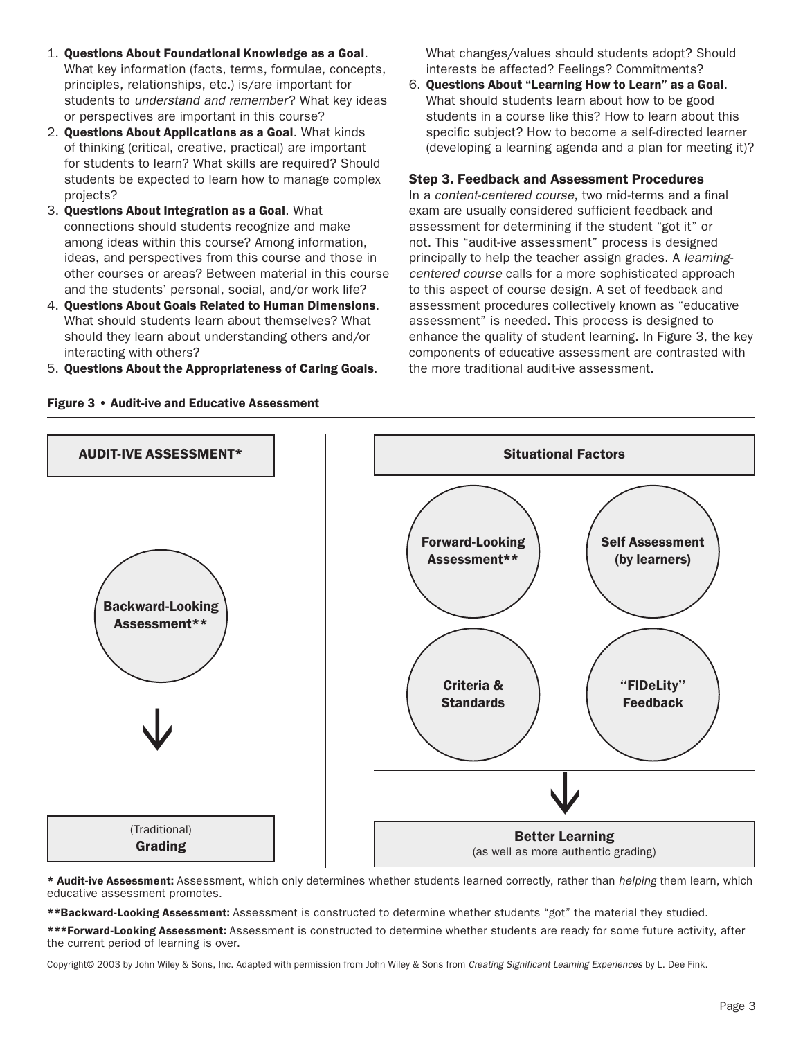1. **Questions About Foundational Knowledge as a Goal**. What key information (facts, terms, formulae, concepts, principles, relationships, etc.) is/are important for students to *understand and remember*? What key ideas or perspectives are important in this course?
2. **Questions About Applications as a Goal**. What kinds of thinking (critical, creative, practical) are important for students to learn? What skills are required? Should students be expected to learn how to manage complex projects?
3. **Questions About Integration as a Goal**. What connections should students recognize and make among ideas within this course? Among information, ideas, and perspectives from this course and those in other courses or areas? Between material in this course and the students' personal, social, and/or work life?
4. **Questions About Goals Related to Human Dimensions**. What should students learn about themselves? What should they learn about understanding others and/or interacting with others?
5. **Questions About the Appropriateness of Caring Goals**. What changes/values should students adopt? Should interests be affected? Feelings? Commitments?
6. **Questions About "Learning How to Learn" as a Goal**. What should students learn about how to be good students in a course like this? How to learn about this specific subject? How to become a self-directed learner (developing a learning agenda and a plan for meeting it)?

### Step 3. Feedback and Assessment Procedures

In a *content-centered course*, two mid-terms and a final exam are usually considered sufficient feedback and assessment for determining if the student "got it" or not. This "audit-ive assessment" process is designed principally to help the teacher assign grades. A *learning-centered course* calls for a more sophisticated approach to this aspect of course design. A set of feedback and assessment procedures collectively known as "educative assessment" is needed. This process is designed to enhance the quality of student learning. In Figure 3, the key components of educative assessment are contrasted with the more traditional audit-ive assessment.

**Figure 3 • Audit-ive and Educative Assessment**

| AUDIT-IVE ASSESSMENT* | Situational Factors |
| --- | --- |
| Backward-Looking Assessment** | Forward-Looking Assessment**; Self Assessment (by learners); Criteria & Standards; "FIDeLity" Feedback |
| ↓ | ↓ |
| (Traditional) **Grading** | **Better Learning** (as well as more authentic grading) |

**\* Audit-ive Assessment:** Assessment, which only determines whether students learned correctly, rather than *helping* them learn, which educative assessment promotes.

**\*\*Backward-Looking Assessment:** Assessment is constructed to determine whether students "got" the material they studied.

**\*\*\*Forward-Looking Assessment:** Assessment is constructed to determine whether students are ready for some future activity, after the current period of learning is over.

Copyright© 2003 by John Wiley & Sons, Inc. Adapted with permission from John Wiley & Sons from *Creating Significant Learning Experiences* by L. Dee Fink.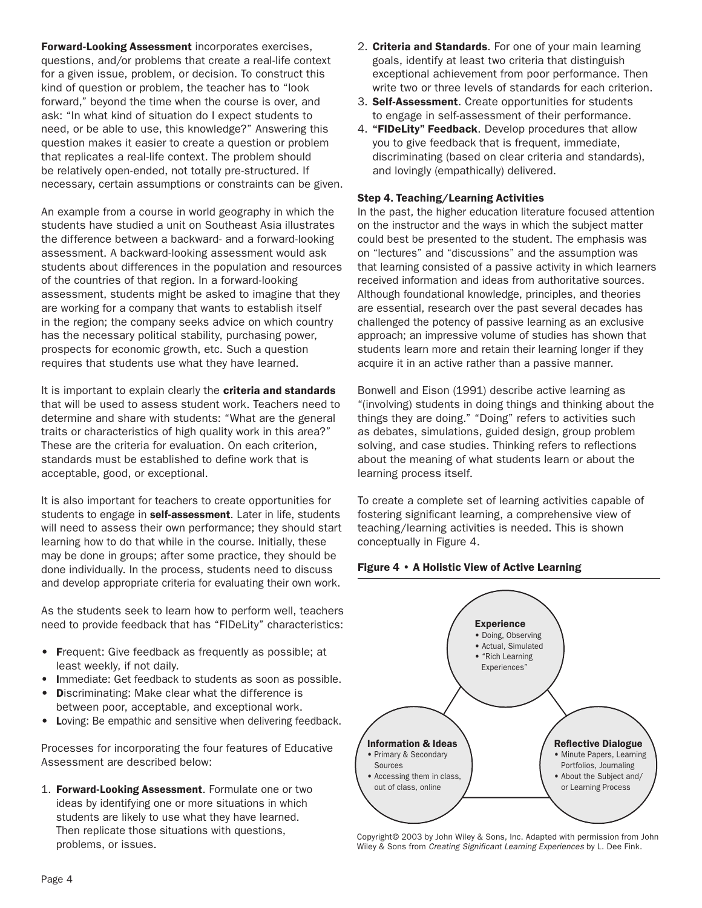**Forward-Looking Assessment** incorporates exercises, questions, and/or problems that create a real-life context for a given issue, problem, or decision. To construct this kind of question or problem, the teacher has to "look forward," beyond the time when the course is over, and ask: "In what kind of situation do I expect students to need, or be able to use, this knowledge?" Answering this question makes it easier to create a question or problem that replicates a real-life context. The problem should be relatively open-ended, not totally pre-structured. If necessary, certain assumptions or constraints can be given.

An example from a course in world geography in which the students have studied a unit on Southeast Asia illustrates the difference between a backward- and a forward-looking assessment. A backward-looking assessment would ask students about differences in the population and resources of the countries of that region. In a forward-looking assessment, students might be asked to imagine that they are working for a company that wants to establish itself in the region; the company seeks advice on which country has the necessary political stability, purchasing power, prospects for economic growth, etc. Such a question requires that students use what they have learned.

It is important to explain clearly the **criteria and standards** that will be used to assess student work. Teachers need to determine and share with students: "What are the general traits or characteristics of high quality work in this area?" These are the criteria for evaluation. On each criterion, standards must be established to define work that is acceptable, good, or exceptional.

It is also important for teachers to create opportunities for students to engage in **self-assessment**. Later in life, students will need to assess their own performance; they should start learning how to do that while in the course. Initially, these may be done in groups; after some practice, they should be done individually. In the process, students need to discuss and develop appropriate criteria for evaluating their own work.

As the students seek to learn how to perform well, teachers need to provide feedback that has "FIDeLity" characteristics:

- **F**requent: Give feedback as frequently as possible; at least weekly, if not daily.
- **I**mmediate: Get feedback to students as soon as possible.
- **D**iscriminating: Make clear what the difference is between poor, acceptable, and exceptional work.
- **L**oving: Be empathic and sensitive when delivering feedback.

Processes for incorporating the four features of Educative Assessment are described below:

1. **Forward-Looking Assessment**. Formulate one or two ideas by identifying one or more situations in which students are likely to use what they have learned. Then replicate those situations with questions, problems, or issues.
2. **Criteria and Standards**. For one of your main learning goals, identify at least two criteria that distinguish exceptional achievement from poor performance. Then write two or three levels of standards for each criterion.
3. **Self-Assessment**. Create opportunities for students to engage in self-assessment of their performance.
4. **"FIDeLity" Feedback**. Develop procedures that allow you to give feedback that is frequent, immediate, discriminating (based on clear criteria and standards), and lovingly (empathically) delivered.

### Step 4. Teaching/Learning Activities

In the past, the higher education literature focused attention on the instructor and the ways in which the subject matter could best be presented to the student. The emphasis was on "lectures" and "discussions" and the assumption was that learning consisted of a passive activity in which learners received information and ideas from authoritative sources. Although foundational knowledge, principles, and theories are essential, research over the past several decades has challenged the potency of passive learning as an exclusive approach; an impressive volume of studies has shown that students learn more and retain their learning longer if they acquire it in an active rather than a passive manner.

Bonwell and Eison (1991) describe active learning as "(involving) students in doing things and thinking about the things they are doing." "Doing" refers to activities such as debates, simulations, guided design, group problem solving, and case studies. Thinking refers to reflections about the meaning of what students learn or about the learning process itself.

To create a complete set of learning activities capable of fostering significant learning, a comprehensive view of teaching/learning activities is needed. This is shown conceptually in Figure 4.

**Figure 4 • A Holistic View of Active Learning**

**Experience**
- Doing, Observing
- Actual, Simulated
- "Rich Learning Experiences"

**Information & Ideas**
- Primary & Secondary Sources
- Accessing them in class, out of class, online

**Reflective Dialogue**
- Minute Papers, Learning Portfolios, Journaling
- About the Subject and/ or Learning Process

Copyright© 2003 by John Wiley & Sons, Inc. Adapted with permission from John Wiley & Sons from *Creating Significant Learning Experiences* by L. Dee Fink.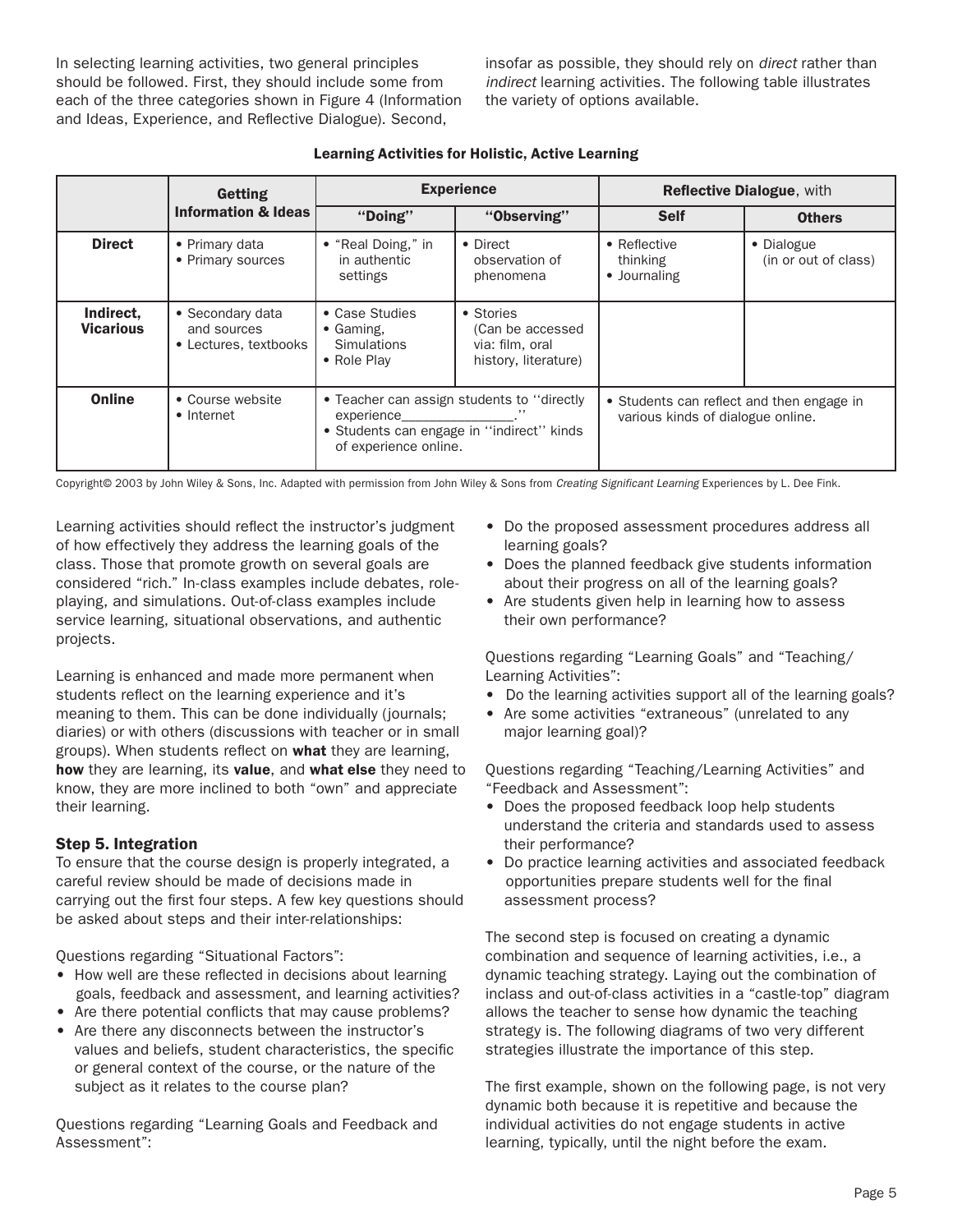In selecting learning activities, two general principles should be followed. First, they should include some from each of the three categories shown in Figure 4 (Information and Ideas, Experience, and Reflective Dialogue). Second, insofar as possible, they should rely on *direct* rather than *indirect* learning activities. The following table illustrates the variety of options available.

**Learning Activities for Holistic, Active Learning**

| | Getting Information & Ideas | Experience | | Reflective Dialogue, with | |
|---|---|---|---|---|---|
| | | "Doing" | "Observing" | Self | Others |
| **Direct** | • Primary data<br>• Primary sources | • "Real Doing," in in authentic settings | • Direct observation of phenomena | • Reflective thinking<br>• Journaling | • Dialogue (in or out of class) |
| **Indirect, Vicarious** | • Secondary data and sources<br>• Lectures, textbooks | • Case Studies<br>• Gaming, Simulations<br>• Role Play | • Stories (Can be accessed via: film, oral history, literature) | | |
| **Online** | • Course website<br>• Internet | • Teacher can assign students to "directly experience_______________."<br>• Students can engage in "indirect" kinds of experience online. | | • Students can reflect and then engage in various kinds of dialogue online. | |

Copyright© 2003 by John Wiley & Sons, Inc. Adapted with permission from John Wiley & Sons from *Creating Significant Learning* Experiences by L. Dee Fink.

Learning activities should reflect the instructor's judgment of how effectively they address the learning goals of the class. Those that promote growth on several goals are considered "rich." In-class examples include debates, role-playing, and simulations. Out-of-class examples include service learning, situational observations, and authentic projects.

Learning is enhanced and made more permanent when students reflect on the learning experience and it's meaning to them. This can be done individually (journals; diaries) or with others (discussions with teacher or in small groups). When students reflect on **what** they are learning, **how** they are learning, its **value**, and **what else** they need to know, they are more inclined to both "own" and appreciate their learning.

### Step 5. Integration

To ensure that the course design is properly integrated, a careful review should be made of decisions made in carrying out the first four steps. A few key questions should be asked about steps and their inter-relationships:

Questions regarding "Situational Factors":

- How well are these reflected in decisions about learning goals, feedback and assessment, and learning activities?
- Are there potential conflicts that may cause problems?
- Are there any disconnects between the instructor's values and beliefs, student characteristics, the specific or general context of the course, or the nature of the subject as it relates to the course plan?

Questions regarding "Learning Goals and Feedback and Assessment":

- Do the proposed assessment procedures address all learning goals?
- Does the planned feedback give students information about their progress on all of the learning goals?
- Are students given help in learning how to assess their own performance?

Questions regarding "Learning Goals" and "Teaching/Learning Activities":

- Do the learning activities support all of the learning goals?
- Are some activities "extraneous" (unrelated to any major learning goal)?

Questions regarding "Teaching/Learning Activities" and "Feedback and Assessment":

- Does the proposed feedback loop help students understand the criteria and standards used to assess their performance?
- Do practice learning activities and associated feedback opportunities prepare students well for the final assessment process?

The second step is focused on creating a dynamic combination and sequence of learning activities, i.e., a dynamic teaching strategy. Laying out the combination of inclass and out-of-class activities in a "castle-top" diagram allows the teacher to sense how dynamic the teaching strategy is. The following diagrams of two very different strategies illustrate the importance of this step.

The first example, shown on the following page, is not very dynamic both because it is repetitive and because the individual activities do not engage students in active learning, typically, until the night before the exam.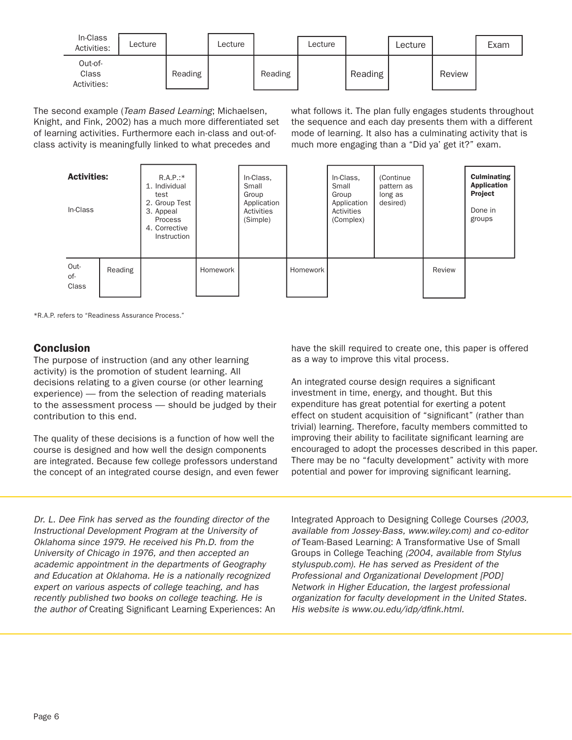| In-Class Activities: | Lecture | | Lecture | | Lecture | | Lecture | | Exam |
|---|---|---|---|---|---|---|---|---|---|
| Out-of-Class Activities: | | Reading | | Reading | | Reading | | Review | |

The second example (*Team Based Learning*; Michaelsen, Knight, and Fink, 2002) has a much more differentiated set of learning activities. Furthermore each in-class and out-of-class activity is meaningfully linked to what precedes and what follows it. The plan fully engages students throughout the sequence and each day presents them with a different mode of learning. It also has a culminating activity that is much more engaging than a "Did ya' get it?" exam.

| **Activities:** In-Class | | R.A.P.:* 1. Individual test 2. Group Test 3. Appeal Process 4. Corrective Instruction | | In-Class, Small Group Application Activities (Simple) | | In-Class, Small Group Application Activities (Complex) | (Continue pattern as long as desired) | | **Culminating Application Project** Done in groups |
|---|---|---|---|---|---|---|---|---|---|
| Out-of-Class | Reading | | Homework | | Homework | | | Review | |

*R.A.P. refers to "Readiness Assurance Process."

## Conclusion

The purpose of instruction (and any other learning activity) is the promotion of student learning. All decisions relating to a given course (or other learning experience) — from the selection of reading materials to the assessment process — should be judged by their contribution to this end.

The quality of these decisions is a function of how well the course is designed and how well the design components are integrated. Because few college professors understand the concept of an integrated course design, and even fewer have the skill required to create one, this paper is offered as a way to improve this vital process.

An integrated course design requires a significant investment in time, energy, and thought. But this expenditure has great potential for exerting a potent effect on student acquisition of "significant" (rather than trivial) learning. Therefore, faculty members committed to improving their ability to facilitate significant learning are encouraged to adopt the processes described in this paper. There may be no "faculty development" activity with more potential and power for improving significant learning.

---

*Dr. L. Dee Fink has served as the founding director of the Instructional Development Program at the University of Oklahoma since 1979. He received his Ph.D. from the University of Chicago in 1976, and then accepted an academic appointment in the departments of Geography and Education at Oklahoma. He is a nationally recognized expert on various aspects of college teaching, and has recently published two books on college teaching. He is the author of* Creating Significant Learning Experiences: An Integrated Approach to Designing College Courses *(2003, available from Jossey-Bass, www.wiley.com) and co-editor of* Team-Based Learning: A Transformative Use of Small Groups in College Teaching *(2004, available from Stylus styluspub.com). He has served as President of the Professional and Organizational Development [POD] Network in Higher Education, the largest professional organization for faculty development in the United States. His website is www.ou.edu/idp/dfink.html.*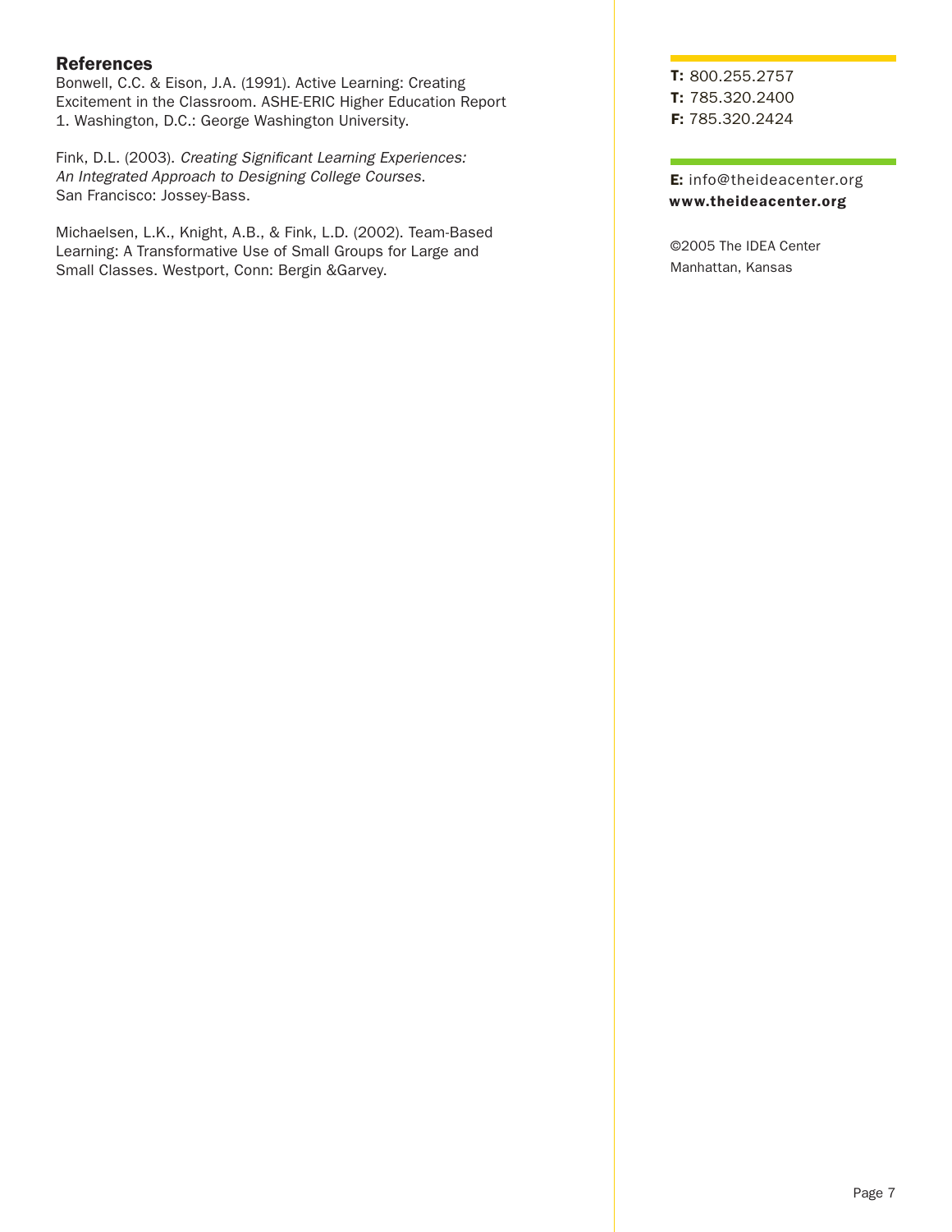## References

Bonwell, C.C. & Eison, J.A. (1991). Active Learning: Creating Excitement in the Classroom. ASHE-ERIC Higher Education Report 1. Washington, D.C.: George Washington University.

Fink, D.L. (2003). *Creating Significant Learning Experiences: An Integrated Approach to Designing College Courses*. San Francisco: Jossey-Bass.

Michaelsen, L.K., Knight, A.B., & Fink, L.D. (2002). Team-Based Learning: A Transformative Use of Small Groups for Large and Small Classes. Westport, Conn: Bergin &Garvey.

**T:** 800.255.2757
**T:** 785.320.2400
**F:** 785.320.2424

**E:** info@theideacenter.org
**www.theideacenter.org**

©2005 The IDEA Center
Manhattan, Kansas